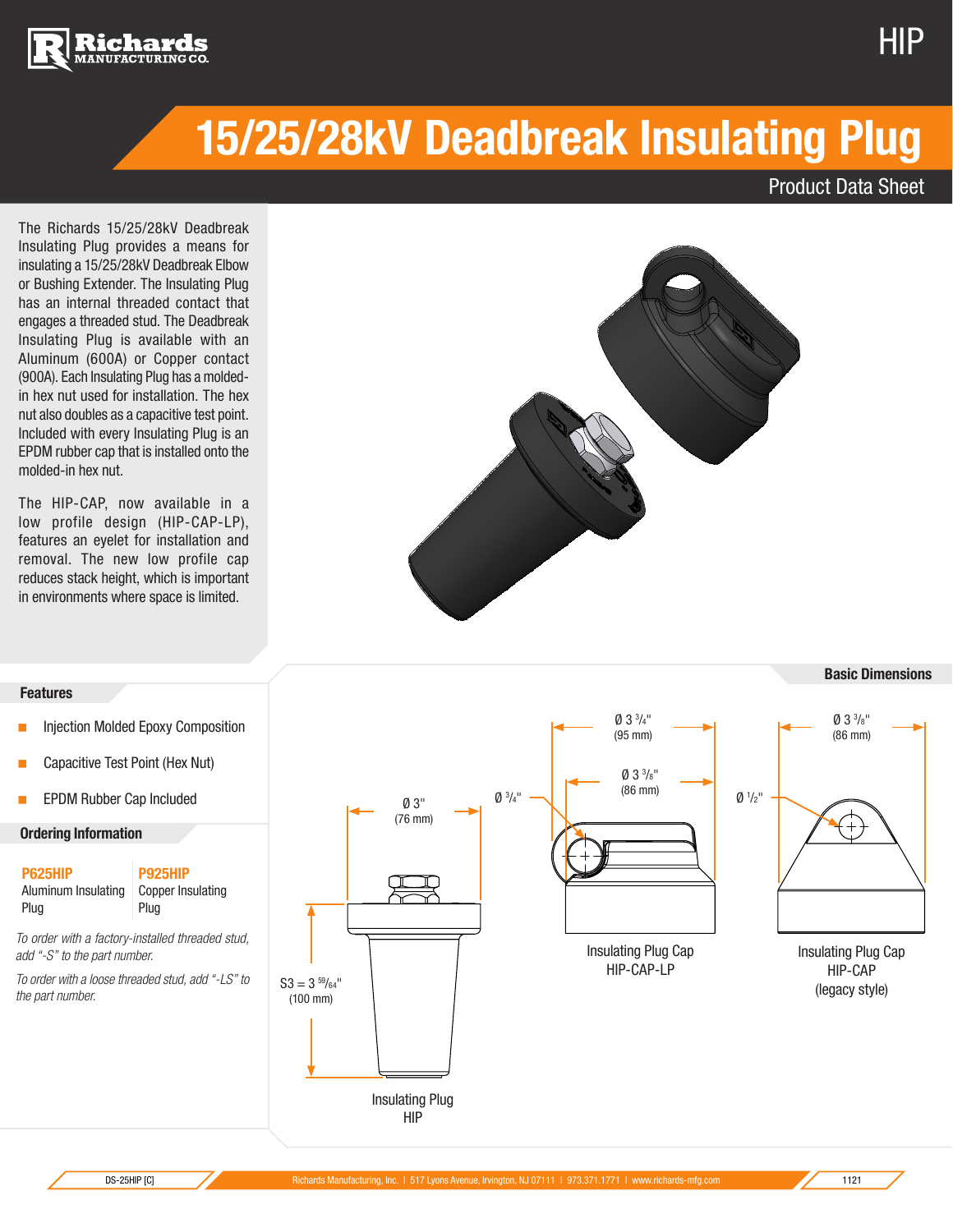# 15/25/28kV Deadbreak Insulating Plug

Product Data Sheet

The Richards 15/25/28kV Deadbreak Insulating Plug provides a means for insulating a 15/25/28kV Deadbreak Elbow or Bushing Extender. The Insulating Plug has an internal threaded contact that engages a threaded stud. The Deadbreak Insulating Plug is available with an Aluminum (600A) or Copper contact (900A). Each Insulating Plug has a molded-in hex nut used for installation. The hex nut also doubles as a capacitive test point. Included with every Insulating Plug is an EPDM rubber cap that is installed onto the molded-in hex nut.

The HIP-CAP, now available in a low profile design (HIP-CAP-LP), features an eyelet for installation and removal. The new low profile cap reduces stack height, which is important in environments where space is limited.

## Features

- Injection Molded Epoxy Composition
- Capacitive Test Point (Hex Nut)
- EPDM Rubber Cap Included

## Ordering Information

| **P625HIP** | **P925HIP** |
|---|---|
| Aluminum Insulating Plug | Copper Insulating Plug |

*To order with a factory-installed threaded stud, add "-S" to the part number.*

*To order with a loose threaded stud, add "-LS" to the part number.*

## Basic Dimensions

**Insulating Plug HIP**
- Ø 3" (76 mm)
- S3 = 3 59/64" (100 mm)

**Insulating Plug Cap HIP-CAP-LP**
- Ø 3 3/4" (95 mm)
- Ø 3 3/8" (86 mm)
- Ø 3/4"

**Insulating Plug Cap HIP-CAP (legacy style)**
- Ø 3 3/8" (86 mm)
- Ø 1/2"

DS-25HIP [C]

Richards Manufacturing, Inc. | 517 Lyons Avenue, Irvington, NJ 07111 | 973.371.1771 | www.richards-mfg.com

1121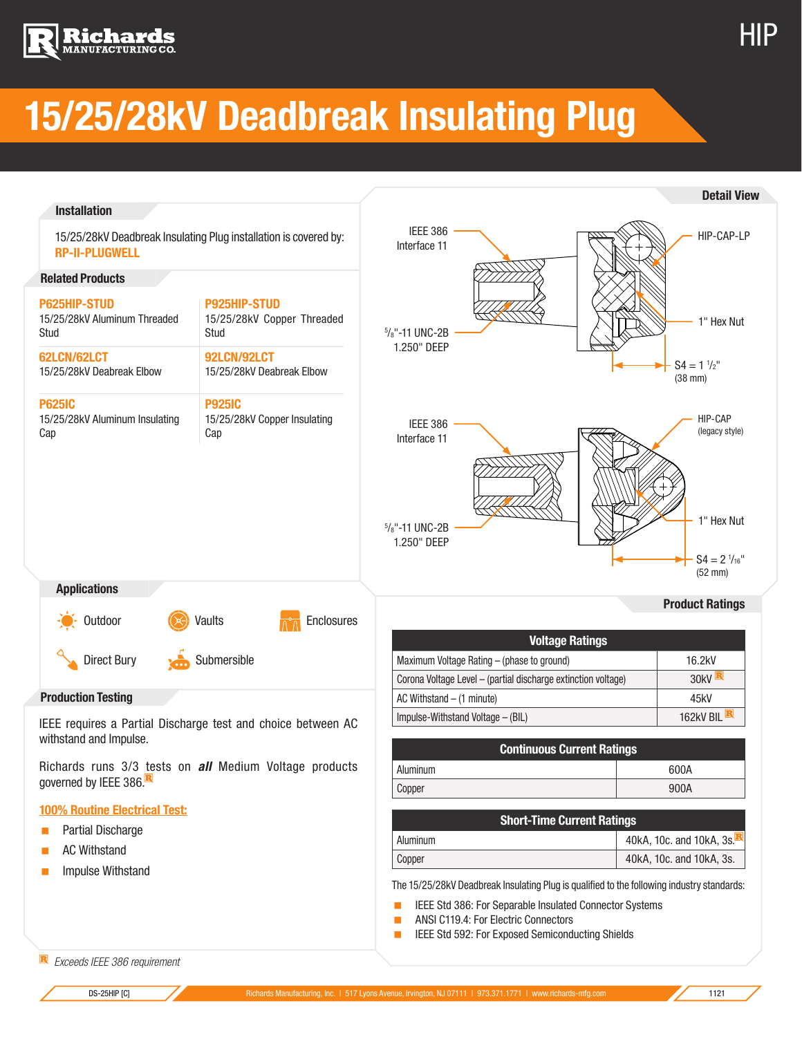# 15/25/28kV Deadbreak Insulating Plug

## Installation

15/25/28kV Deadbreak Insulating Plug installation is covered by: **RP-II-PLUGWELL**

## Related Products

| | |
|---|---|
| **P625HIP-STUD** 15/25/28kV Aluminum Threaded Stud | **P925HIP-STUD** 15/25/28kV Copper Threaded Stud |
| **62LCN/62LCT** 15/25/28kV Deabreak Elbow | **92LCN/92LCT** 15/25/28kV Deabreak Elbow |
| **P625IC** 15/25/28kV Aluminum Insulating Cap | **P925IC** 15/25/28kV Copper Insulating Cap |

## Detail View

IEEE 386 Interface 11

HIP-CAP-LP

1" Hex Nut

5/8"-11 UNC-2B 1.250" DEEP

S4 = 1 1/2" (38 mm)

IEEE 386 Interface 11

HIP-CAP (legacy style)

1" Hex Nut

5/8"-11 UNC-2B 1.250" DEEP

S4 = 2 1/16" (52 mm)

## Applications

- Outdoor
- Vaults
- Enclosures
- Direct Bury
- Submersible

## Production Testing

IEEE requires a Partial Discharge test and choice between AC withstand and Impulse.

Richards runs 3/3 tests on ***all*** Medium Voltage products governed by IEEE 386.[R]

**100% Routine Electrical Test:**

- Partial Discharge
- AC Withstand
- Impulse Withstand

[R] *Exceeds IEEE 386 requirement*

## Product Ratings

| Voltage Ratings | |
|---|---|
| Maximum Voltage Rating – (phase to ground) | 16.2kV |
| Corona Voltage Level – (partial discharge extinction voltage) | 30kV [R] |
| AC Withstand – (1 minute) | 45kV |
| Impulse-Withstand Voltage – (BIL) | 162kV BIL [R] |

| Continuous Current Ratings | |
|---|---|
| Aluminum | 600A |
| Copper | 900A |

| Short-Time Current Ratings | |
|---|---|
| Aluminum | 40kA, 10c. and 10kA, 3s. [R] |
| Copper | 40kA, 10c. and 10kA, 3s. |

The 15/25/28kV Deadbreak Insulating Plug is qualified to the following industry standards:

- IEEE Std 386: For Separable Insulated Connector Systems
- ANSI C119.4: For Electric Connectors
- IEEE Std 592: For Exposed Semiconducting Shields

DS-25HIP [C]

Richards Manufacturing, Inc. | 517 Lyons Avenue, Irvington, NJ 07111 | 973.371.1771 | www.richards-mfg.com

1121